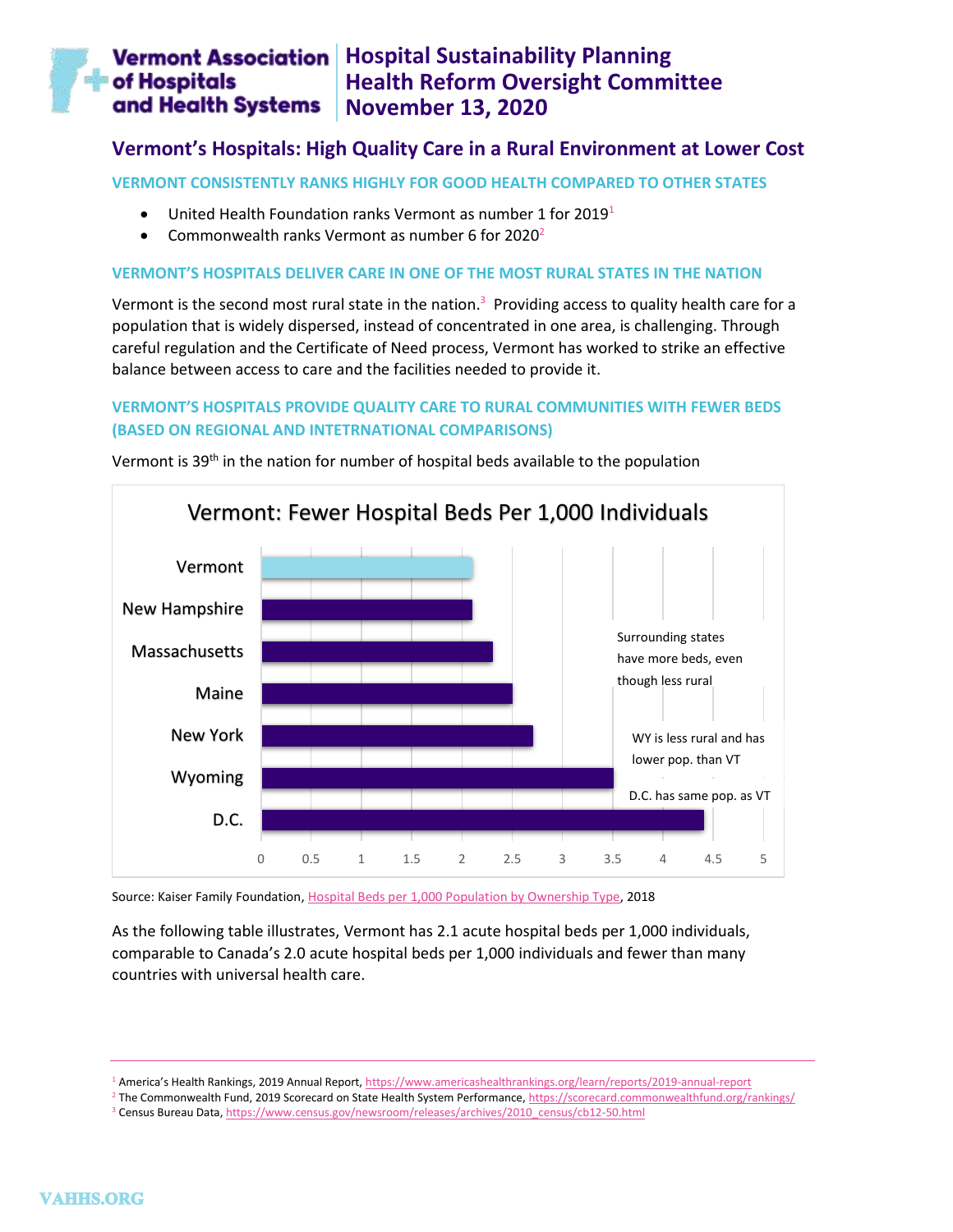# Vermont Association of Hospitals and Health Systems

# Hospital Sustainability Planning
# Health Reform Oversight Committee
# November 13, 2020

## Vermont's Hospitals: High Quality Care in a Rural Environment at Lower Cost

### VERMONT CONSISTENTLY RANKS HIGHLY FOR GOOD HEALTH COMPARED TO OTHER STATES

- United Health Foundation ranks Vermont as number 1 for 2019[1]
- Commonwealth ranks Vermont as number 6 for 2020[2]

### VERMONT'S HOSPITALS DELIVER CARE IN ONE OF THE MOST RURAL STATES IN THE NATION

Vermont is the second most rural state in the nation.[3] Providing access to quality health care for a population that is widely dispersed, instead of concentrated in one area, is challenging. Through careful regulation and the Certificate of Need process, Vermont has worked to strike an effective balance between access to care and the facilities needed to provide it.

### VERMONT'S HOSPITALS PROVIDE QUALITY CARE TO RURAL COMMUNITIES WITH FEWER BEDS (BASED ON REGIONAL AND INTETRNATIONAL COMPARISONS)

Vermont is 39th in the nation for number of hospital beds available to the population

**Vermont: Fewer Hospital Beds Per 1,000 Individuals**

| State | Hospital Beds Per 1,000 Individuals (approx.) |
|---|---|
| Vermont | 2.1 |
| New Hampshire | 2.1 |
| Massachusetts | 2.3 |
| Maine | 2.5 |
| New York | 2.7 |
| Wyoming | 3.5 |
| D.C. | 4.4 |

Surrounding states have more beds, even though less rural

WY is less rural and has lower pop. than VT

D.C. has same pop. as VT

Source: Kaiser Family Foundation, Hospital Beds per 1,000 Population by Ownership Type, 2018

As the following table illustrates, Vermont has 2.1 acute hospital beds per 1,000 individuals, comparable to Canada's 2.0 acute hospital beds per 1,000 individuals and fewer than many countries with universal health care.

---

[1] America's Health Rankings, 2019 Annual Report, https://www.americashealthrankings.org/learn/reports/2019-annual-report

[2] The Commonwealth Fund, 2019 Scorecard on State Health System Performance, https://scorecard.commonwealthfund.org/rankings/

[3] Census Bureau Data, https://www.census.gov/newsroom/releases/archives/2010_census/cb12-50.html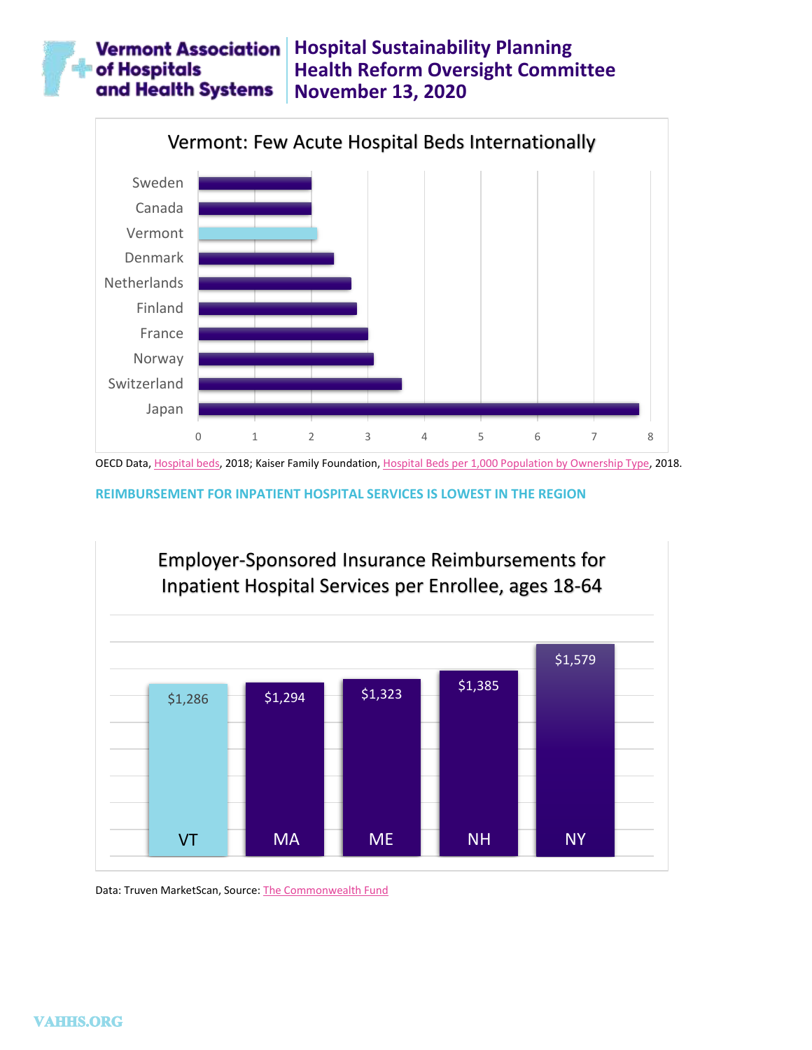**Vermont Association of Hospitals and Health Systems**

# Hospital Sustainability Planning
## Health Reform Oversight Committee
## November 13, 2020

### Vermont: Few Acute Hospital Beds Internationally

| Country | Acute Hospital Beds |
|---|---|
| Sweden | ~2.0 |
| Canada | ~2.0 |
| Vermont | ~2.1 |
| Denmark | ~2.4 |
| Netherlands | ~2.7 |
| Finland | ~2.8 |
| France | ~3.0 |
| Norway | ~3.1 |
| Switzerland | ~3.6 |
| Japan | ~7.8 |

OECD Data, Hospital beds, 2018; Kaiser Family Foundation, Hospital Beds per 1,000 Population by Ownership Type, 2018.

**REIMBURSEMENT FOR INPATIENT HOSPITAL SERVICES IS LOWEST IN THE REGION**

### Employer-Sponsored Insurance Reimbursements for Inpatient Hospital Services per Enrollee, ages 18-64

| State | Reimbursement |
|---|---|
| VT | $1,286 |
| MA | $1,294 |
| ME | $1,323 |
| NH | $1,385 |
| NY | $1,579 |

Data: Truven MarketScan, Source: The Commonwealth Fund

VAHHS.ORG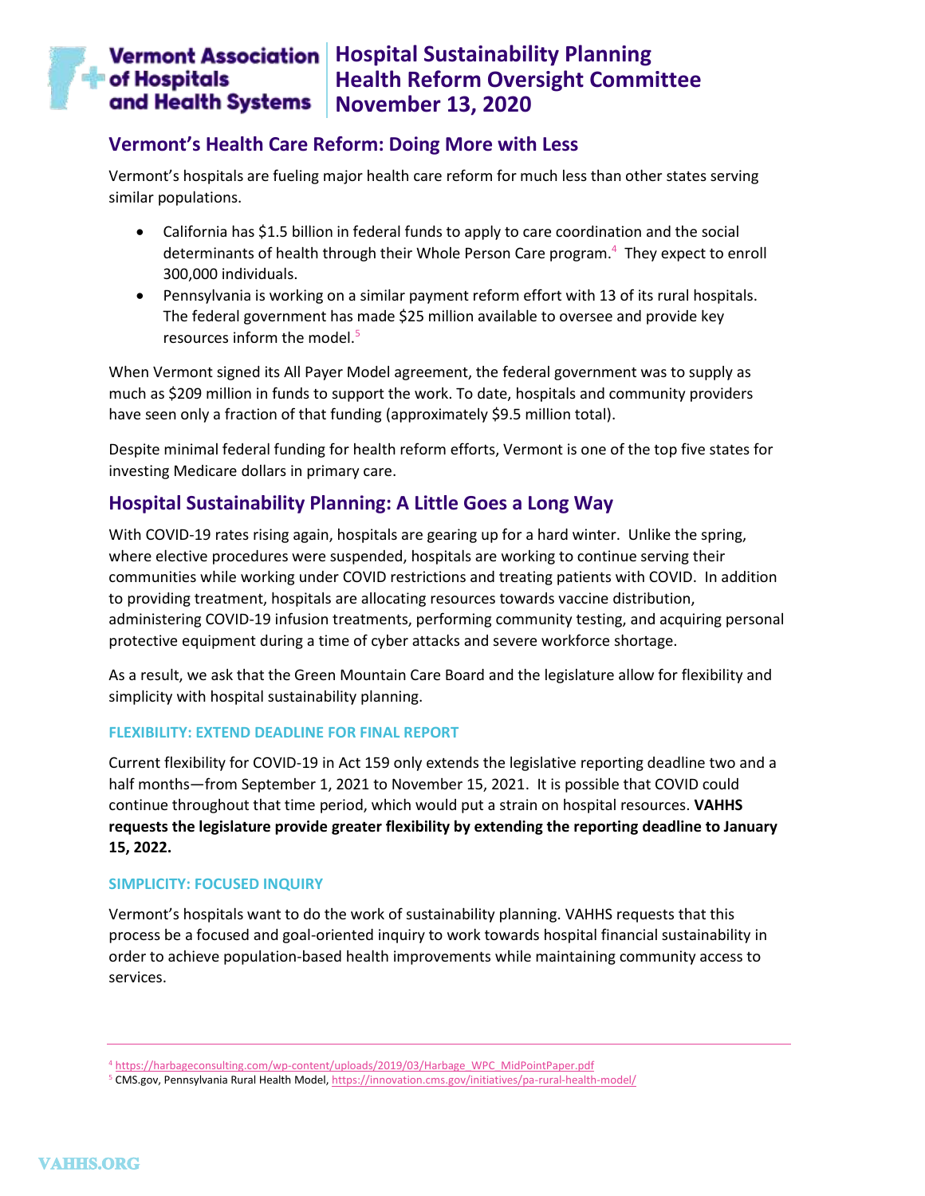## Vermont's Health Care Reform: Doing More with Less

Vermont's hospitals are fueling major health care reform for much less than other states serving similar populations.

- California has $1.5 billion in federal funds to apply to care coordination and the social determinants of health through their Whole Person Care program.[4] They expect to enroll 300,000 individuals.
- Pennsylvania is working on a similar payment reform effort with 13 of its rural hospitals. The federal government has made $25 million available to oversee and provide key resources inform the model.[5]

When Vermont signed its All Payer Model agreement, the federal government was to supply as much as $209 million in funds to support the work. To date, hospitals and community providers have seen only a fraction of that funding (approximately $9.5 million total).

Despite minimal federal funding for health reform efforts, Vermont is one of the top five states for investing Medicare dollars in primary care.

## Hospital Sustainability Planning: A Little Goes a Long Way

With COVID-19 rates rising again, hospitals are gearing up for a hard winter. Unlike the spring, where elective procedures were suspended, hospitals are working to continue serving their communities while working under COVID restrictions and treating patients with COVID. In addition to providing treatment, hospitals are allocating resources towards vaccine distribution, administering COVID-19 infusion treatments, performing community testing, and acquiring personal protective equipment during a time of cyber attacks and severe workforce shortage.

As a result, we ask that the Green Mountain Care Board and the legislature allow for flexibility and simplicity with hospital sustainability planning.

### FLEXIBILITY: EXTEND DEADLINE FOR FINAL REPORT

Current flexibility for COVID-19 in Act 159 only extends the legislative reporting deadline two and a half months—from September 1, 2021 to November 15, 2021. It is possible that COVID could continue throughout that time period, which would put a strain on hospital resources. **VAHHS requests the legislature provide greater flexibility by extending the reporting deadline to January 15, 2022.**

### SIMPLICITY: FOCUSED INQUIRY

Vermont's hospitals want to do the work of sustainability planning. VAHHS requests that this process be a focused and goal-oriented inquiry to work towards hospital financial sustainability in order to achieve population-based health improvements while maintaining community access to services.

---

[4] https://harbageconsulting.com/wp-content/uploads/2019/03/Harbage_WPC_MidPointPaper.pdf

[5] CMS.gov, Pennsylvania Rural Health Model, https://innovation.cms.gov/initiatives/pa-rural-health-model/